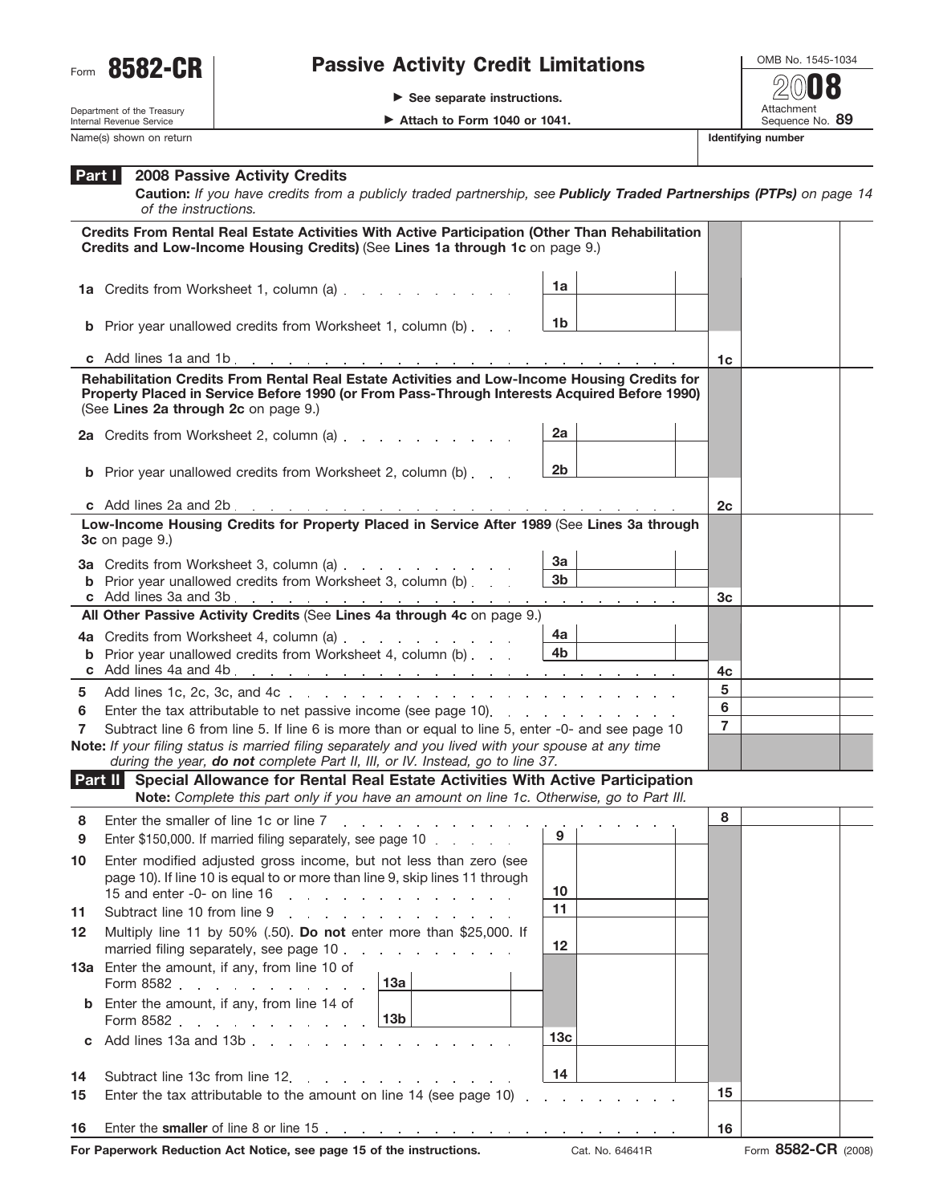Form **8582-CR**

Department of the Treasury
Internal Revenue Service

# Passive Activity Credit Limitations

▶ See separate instructions.

▶ Attach to Form 1040 or 1041.

OMB No. 1545-1034

**2008**

Attachment Sequence No. **89**

Name(s) shown on return | **Identifying number**

## Part I 2008 Passive Activity Credits

**Caution:** *If you have credits from a publicly traded partnership, see **Publicly Traded Partnerships (PTPs)** on page 14 of the instructions.*

**Credits From Rental Real Estate Activities With Active Participation (Other Than Rehabilitation Credits and Low-Income Housing Credits)** (See **Lines 1a through 1c** on page 9.)

| Line | Description | Sub-line | Amount | Line | Amount |
|---|---|---|---|---|---|
| **1a** | Credits from Worksheet 1, column (a) | 1a | | | |
| **b** | Prior year unallowed credits from Worksheet 1, column (b) | 1b | | | |
| **c** | Add lines 1a and 1b | | | 1c | |

**Rehabilitation Credits From Rental Real Estate Activities and Low-Income Housing Credits for Property Placed in Service Before 1990 (or From Pass-Through Interests Acquired Before 1990)** (See **Lines 2a through 2c** on page 9.)

| Line | Description | Sub-line | Amount | Line | Amount |
|---|---|---|---|---|---|
| **2a** | Credits from Worksheet 2, column (a) | 2a | | | |
| **b** | Prior year unallowed credits from Worksheet 2, column (b) | 2b | | | |
| **c** | Add lines 2a and 2b | | | 2c | |

**Low-Income Housing Credits for Property Placed in Service After 1989** (See **Lines 3a through 3c** on page 9.)

| Line | Description | Sub-line | Amount | Line | Amount |
|---|---|---|---|---|---|
| **3a** | Credits from Worksheet 3, column (a) | 3a | | | |
| **b** | Prior year unallowed credits from Worksheet 3, column (b) | 3b | | | |
| **c** | Add lines 3a and 3b | | | 3c | |

**All Other Passive Activity Credits** (See **Lines 4a through 4c** on page 9.)

| Line | Description | Sub-line | Amount | Line | Amount |
|---|---|---|---|---|---|
| **4a** | Credits from Worksheet 4, column (a) | 4a | | | |
| **b** | Prior year unallowed credits from Worksheet 4, column (b) | 4b | | | |
| **c** | Add lines 4a and 4b | | | 4c | |
| **5** | Add lines 1c, 2c, 3c, and 4c | | | 5 | |
| **6** | Enter the tax attributable to net passive income (see page 10) | | | 6 | |
| **7** | Subtract line 6 from line 5. If line 6 is more than or equal to line 5, enter -0- and see page 10 | | | 7 | |

**Note:** *If your filing status is married filing separately and you lived with your spouse at any time during the year, **do not** complete Part II, III, or IV. Instead, go to line 37.*

## Part II Special Allowance for Rental Real Estate Activities With Active Participation

**Note:** *Complete this part only if you have an amount on line 1c. Otherwise, go to Part III.*

| Line | Description | Sub-line | Amount | Sub-line | Amount | Line | Amount |
|---|---|---|---|---|---|---|---|
| **8** | Enter the smaller of line 1c or line 7 | | | | | 8 | |
| **9** | Enter $150,000. If married filing separately, see page 10 | | | 9 | | | |
| **10** | Enter modified adjusted gross income, but not less than zero (see page 10). If line 10 is equal to or more than line 9, skip lines 11 through 15 and enter -0- on line 16 | | | 10 | | | |
| **11** | Subtract line 10 from line 9 | | | 11 | | | |
| **12** | Multiply line 11 by 50% (.50). **Do not** enter more than $25,000. If married filing separately, see page 10 | | | 12 | | | |
| **13a** | Enter the amount, if any, from line 10 of Form 8582 | 13a | | | | | |
| **b** | Enter the amount, if any, from line 14 of Form 8582 | 13b | | | | | |
| **c** | Add lines 13a and 13b | | | 13c | | | |
| **14** | Subtract line 13c from line 12 | | | 14 | | | |
| **15** | Enter the tax attributable to the amount on line 14 (see page 10) | | | | | 15 | |
| **16** | Enter the **smaller** of line 8 or line 15 | | | | | 16 | |

**For Paperwork Reduction Act Notice, see page 15 of the instructions.** Cat. No. 64641R Form **8582-CR** (2008)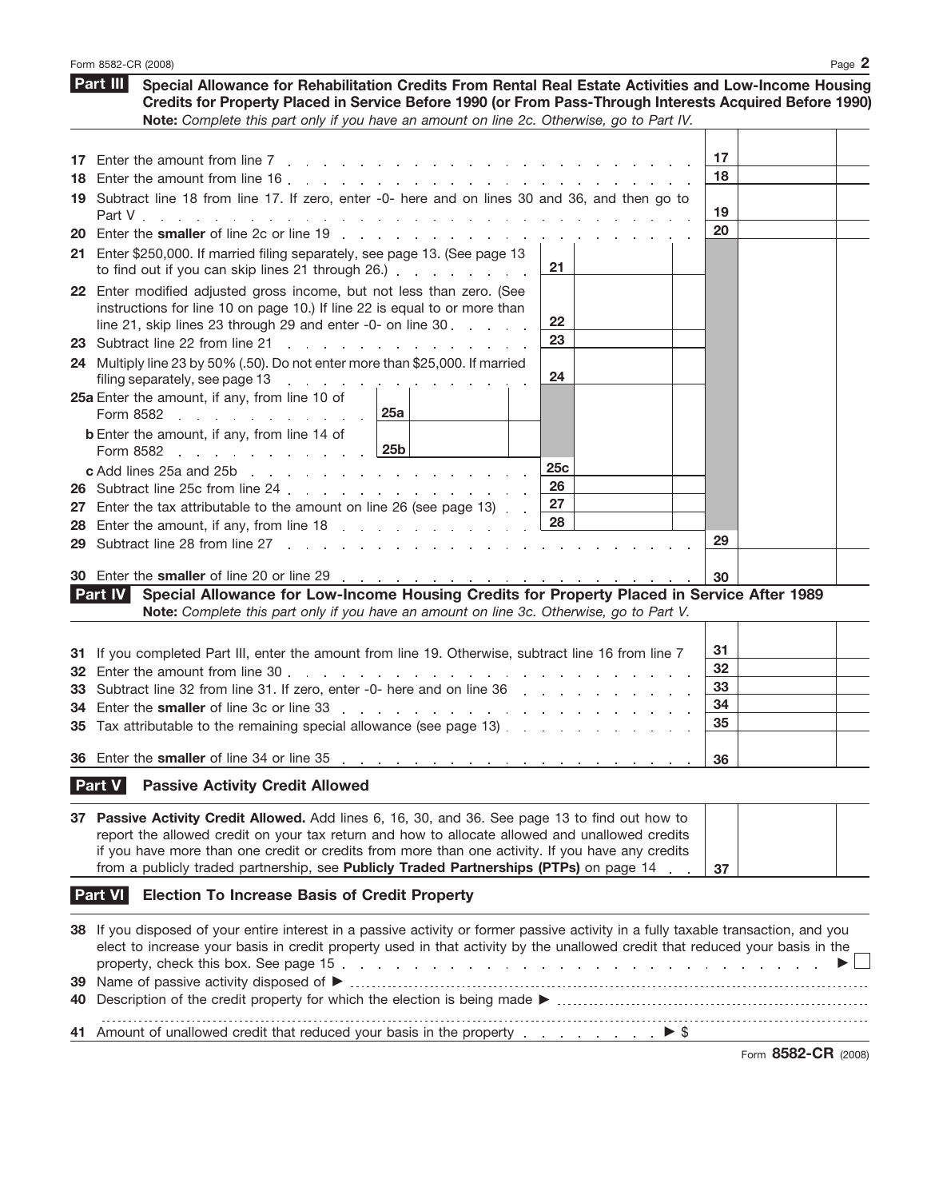## Part III Special Allowance for Rehabilitation Credits From Rental Real Estate Activities and Low-Income Housing Credits for Property Placed in Service Before 1990 (or From Pass-Through Interests Acquired Before 1990)

**Note:** *Complete this part only if you have an amount on line 2c. Otherwise, go to Part IV.*

| | | | |
|---|---|---|---|
| **17** Enter the amount from line 7 | | 17 | |
| **18** Enter the amount from line 16 | | 18 | |
| **19** Subtract line 18 from line 17. If zero, enter -0- here and on lines 30 and 36, and then go to Part V | | 19 | |
| **20** Enter the **smaller** of line 2c or line 19 | | 20 | |
| **21** Enter $250,000. If married filing separately, see page 13. (See page 13 to find out if you can skip lines 21 through 26.) | 21 | | |
| **22** Enter modified adjusted gross income, but not less than zero. (See instructions for line 10 on page 10.) If line 22 is equal to or more than line 21, skip lines 23 through 29 and enter -0- on line 30 | 22 | | |
| **23** Subtract line 22 from line 21 | 23 | | |
| **24** Multiply line 23 by 50% (.50). Do not enter more than $25,000. If married filing separately, see page 13 | 24 | | |
| **25a** Enter the amount, if any, from line 10 of Form 8582 — 25a | | | |
| **b** Enter the amount, if any, from line 14 of Form 8582 — 25b | | | |
| **c** Add lines 25a and 25b | 25c | | |
| **26** Subtract line 25c from line 24 | 26 | | |
| **27** Enter the tax attributable to the amount on line 26 (see page 13) | 27 | | |
| **28** Enter the amount, if any, from line 18 | 28 | | |
| **29** Subtract line 28 from line 27 | | 29 | |
| **30** Enter the **smaller** of line 20 or line 29 | | 30 | |

## Part IV Special Allowance for Low-Income Housing Credits for Property Placed in Service After 1989

**Note:** *Complete this part only if you have an amount on line 3c. Otherwise, go to Part V.*

| | | |
|---|---|---|
| **31** If you completed Part III, enter the amount from line 19. Otherwise, subtract line 16 from line 7 | 31 | |
| **32** Enter the amount from line 30 | 32 | |
| **33** Subtract line 32 from line 31. If zero, enter -0- here and on line 36 | 33 | |
| **34** Enter the **smaller** of line 3c or line 33 | 34 | |
| **35** Tax attributable to the remaining special allowance (see page 13) | 35 | |
| **36** Enter the **smaller** of line 34 or line 35 | 36 | |

## Part V Passive Activity Credit Allowed

| | | |
|---|---|---|
| **37 Passive Activity Credit Allowed.** Add lines 6, 16, 30, and 36. See page 13 to find out how to report the allowed credit on your tax return and how to allocate allowed and unallowed credits if you have more than one credit or credits from more than one activity. If you have any credits from a publicly traded partnership, see **Publicly Traded Partnerships (PTPs)** on page 14 | 37 | |

## Part VI Election To Increase Basis of Credit Property

**38** If you disposed of your entire interest in a passive activity or former passive activity in a fully taxable transaction, and you elect to increase your basis in credit property used in that activity by the unallowed credit that reduced your basis in the property, check this box. See page 15 ► ☐

**39** Name of passive activity disposed of ►

**40** Description of the credit property for which the election is being made ►

**41** Amount of unallowed credit that reduced your basis in the property ► $

Form **8582-CR** (2008)